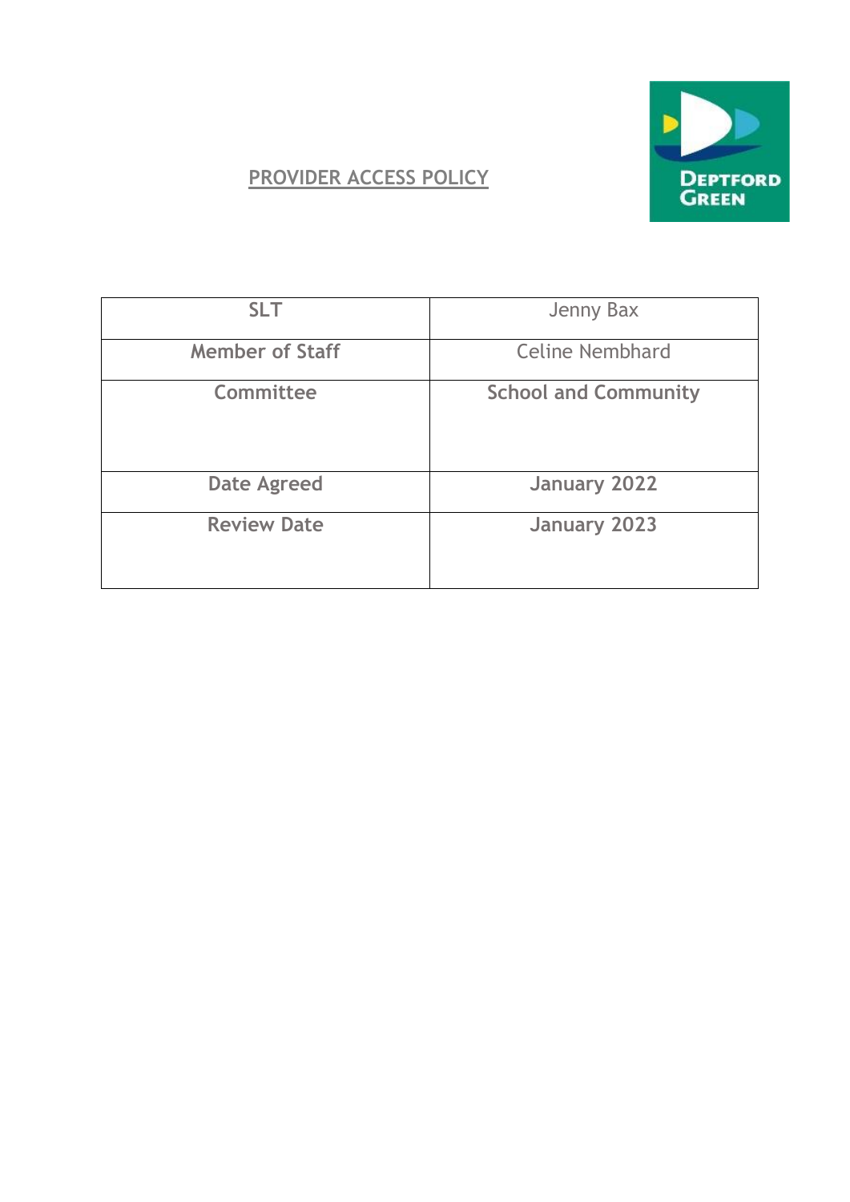# PROVIDER ACCESS POLICY

| SLT | Jenny Bax |
|---|---|
| Member of Staff | Celine Nembhard |
| Committee | School and Community |
| Date Agreed | January 2022 |
| Review Date | January 2023 |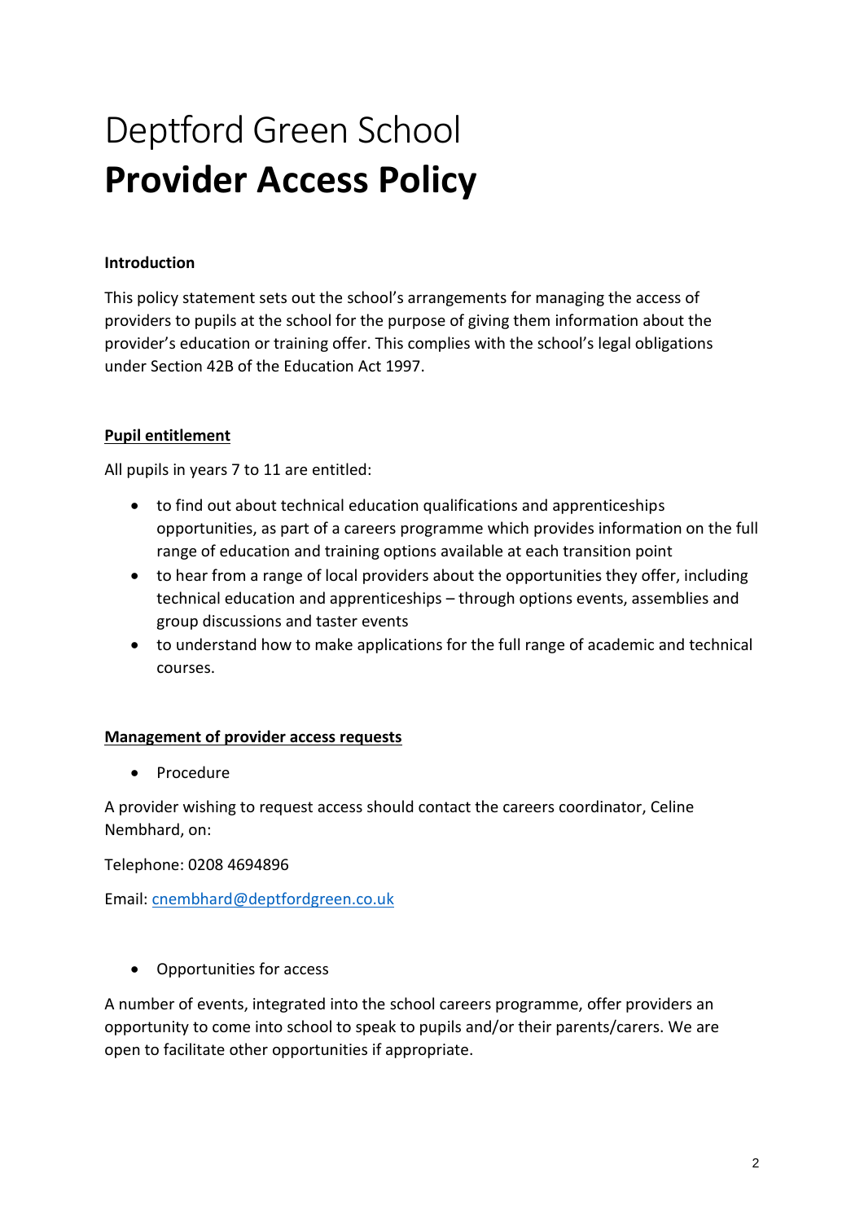# Deptford Green School
# **Provider Access Policy**

**Introduction**

This policy statement sets out the school's arrangements for managing the access of providers to pupils at the school for the purpose of giving them information about the provider's education or training offer. This complies with the school's legal obligations under Section 42B of the Education Act 1997.

**Pupil entitlement**

All pupils in years 7 to 11 are entitled:

- to find out about technical education qualifications and apprenticeships opportunities, as part of a careers programme which provides information on the full range of education and training options available at each transition point
- to hear from a range of local providers about the opportunities they offer, including technical education and apprenticeships – through options events, assemblies and group discussions and taster events
- to understand how to make applications for the full range of academic and technical courses.

**Management of provider access requests**

- Procedure

A provider wishing to request access should contact the careers coordinator, Celine Nembhard, on:

Telephone: 0208 4694896

Email: cnembhard@deptfordgreen.co.uk

- Opportunities for access

A number of events, integrated into the school careers programme, offer providers an opportunity to come into school to speak to pupils and/or their parents/carers. We are open to facilitate other opportunities if appropriate.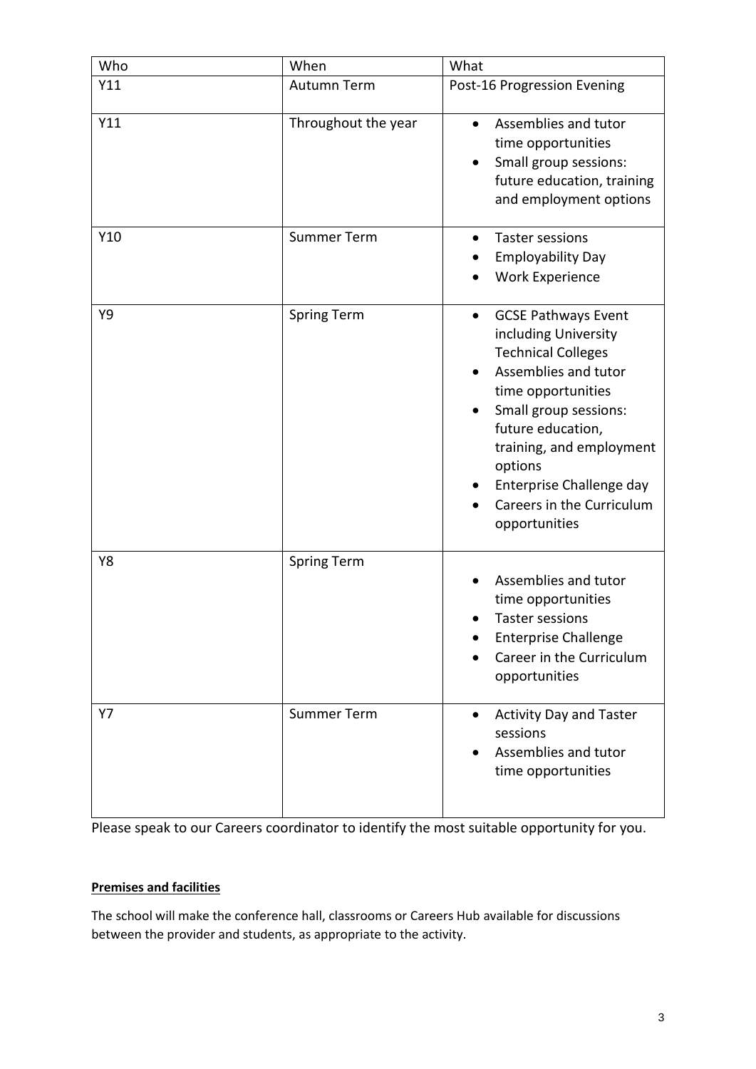| Who | When | What |
|---|---|---|
| Y11 | Autumn Term | Post-16 Progression Evening |
| Y11 | Throughout the year | • Assemblies and tutor time opportunities<br>• Small group sessions: future education, training and employment options |
| Y10 | Summer Term | • Taster sessions<br>• Employability Day<br>• Work Experience |
| Y9 | Spring Term | • GCSE Pathways Event including University Technical Colleges<br>• Assemblies and tutor time opportunities<br>• Small group sessions: future education, training, and employment options<br>• Enterprise Challenge day<br>• Careers in the Curriculum opportunities |
| Y8 | Spring Term | • Assemblies and tutor time opportunities<br>• Taster sessions<br>• Enterprise Challenge<br>• Career in the Curriculum opportunities |
| Y7 | Summer Term | • Activity Day and Taster sessions<br>• Assemblies and tutor time opportunities |

Please speak to our Careers coordinator to identify the most suitable opportunity for you.

**Premises and facilities**

The school will make the conference hall, classrooms or Careers Hub available for discussions between the provider and students, as appropriate to the activity.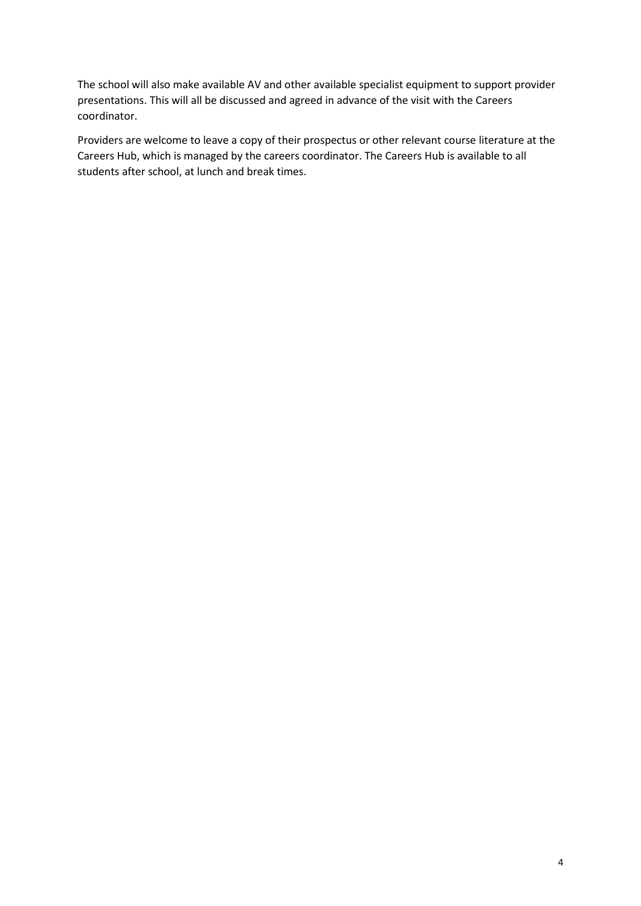The school will also make available AV and other available specialist equipment to support provider presentations. This will all be discussed and agreed in advance of the visit with the Careers coordinator.

Providers are welcome to leave a copy of their prospectus or other relevant course literature at the Careers Hub, which is managed by the careers coordinator. The Careers Hub is available to all students after school, at lunch and break times.